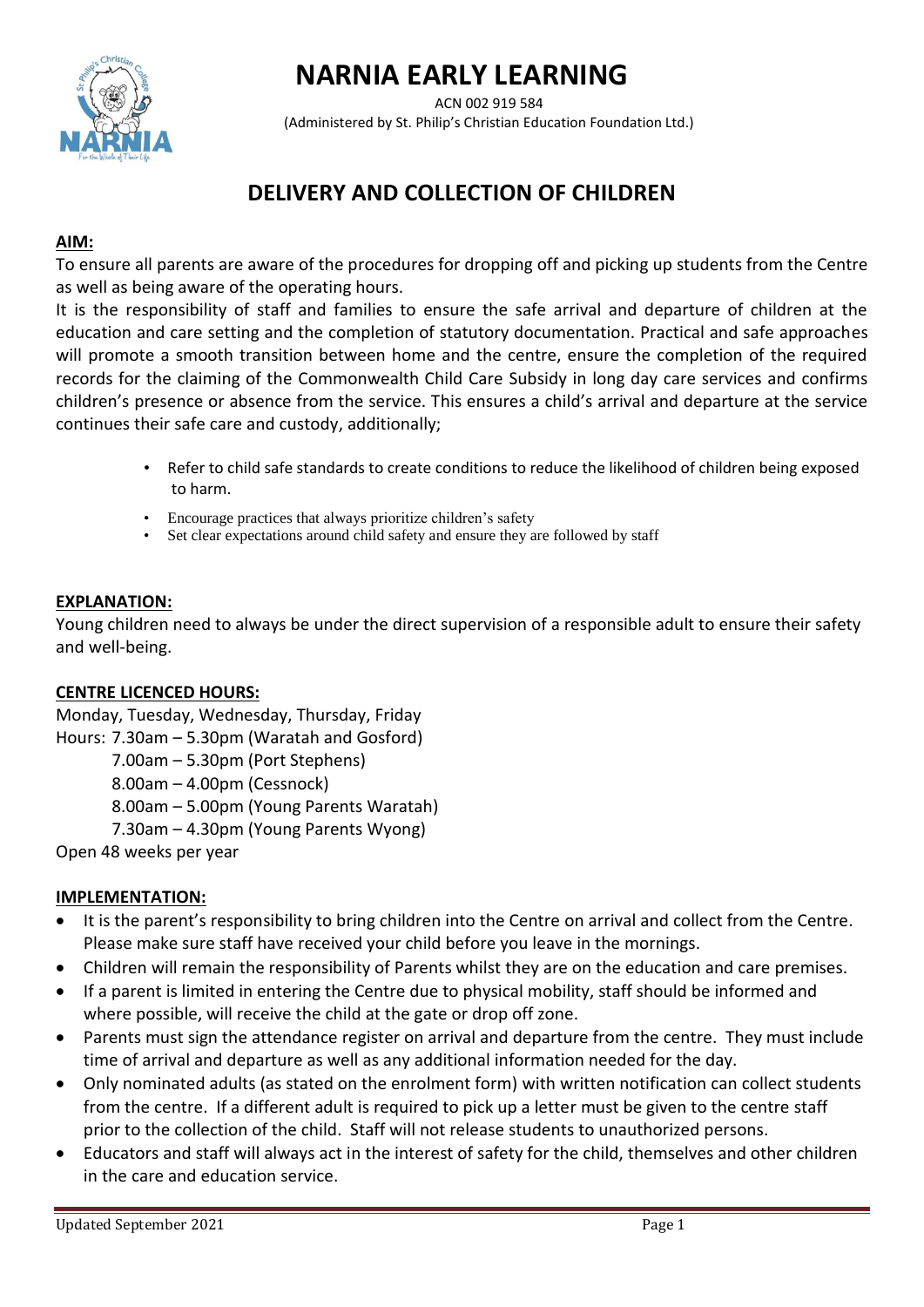# NARNIA EARLY LEARNING

ACN 002 919 584
(Administered by St. Philip's Christian Education Foundation Ltd.)

## DELIVERY AND COLLECTION OF CHILDREN

**AIM:**

To ensure all parents are aware of the procedures for dropping off and picking up students from the Centre as well as being aware of the operating hours.

It is the responsibility of staff and families to ensure the safe arrival and departure of children at the education and care setting and the completion of statutory documentation. Practical and safe approaches will promote a smooth transition between home and the centre, ensure the completion of the required records for the claiming of the Commonwealth Child Care Subsidy in long day care services and confirms children's presence or absence from the service. This ensures a child's arrival and departure at the service continues their safe care and custody, additionally;

- Refer to child safe standards to create conditions to reduce the likelihood of children being exposed to harm.
- Encourage practices that always prioritize children's safety
- Set clear expectations around child safety and ensure they are followed by staff

**EXPLANATION:**

Young children need to always be under the direct supervision of a responsible adult to ensure their safety and well-being.

**CENTRE LICENCED HOURS:**

Monday, Tuesday, Wednesday, Thursday, Friday
Hours: 7.30am – 5.30pm (Waratah and Gosford)
7.00am – 5.30pm (Port Stephens)
8.00am – 4.00pm (Cessnock)
8.00am – 5.00pm (Young Parents Waratah)
7.30am – 4.30pm (Young Parents Wyong)
Open 48 weeks per year

**IMPLEMENTATION:**

- It is the parent's responsibility to bring children into the Centre on arrival and collect from the Centre. Please make sure staff have received your child before you leave in the mornings.
- Children will remain the responsibility of Parents whilst they are on the education and care premises.
- If a parent is limited in entering the Centre due to physical mobility, staff should be informed and where possible, will receive the child at the gate or drop off zone.
- Parents must sign the attendance register on arrival and departure from the centre. They must include time of arrival and departure as well as any additional information needed for the day.
- Only nominated adults (as stated on the enrolment form) with written notification can collect students from the centre. If a different adult is required to pick up a letter must be given to the centre staff prior to the collection of the child. Staff will not release students to unauthorized persons.
- Educators and staff will always act in the interest of safety for the child, themselves and other children in the care and education service.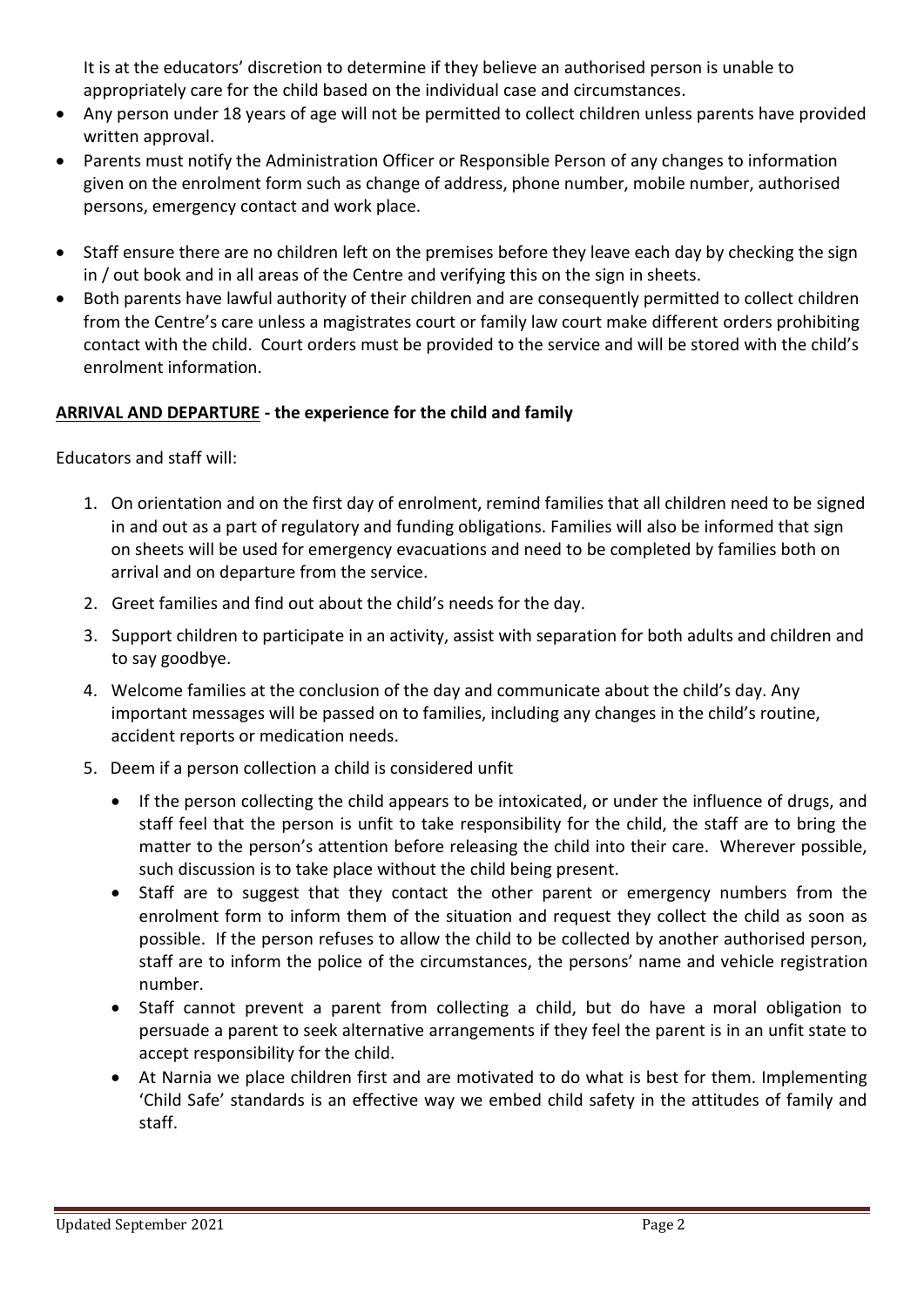It is at the educators' discretion to determine if they believe an authorised person is unable to appropriately care for the child based on the individual case and circumstances.

- Any person under 18 years of age will not be permitted to collect children unless parents have provided written approval.
- Parents must notify the Administration Officer or Responsible Person of any changes to information given on the enrolment form such as change of address, phone number, mobile number, authorised persons, emergency contact and work place.
- Staff ensure there are no children left on the premises before they leave each day by checking the sign in / out book and in all areas of the Centre and verifying this on the sign in sheets.
- Both parents have lawful authority of their children and are consequently permitted to collect children from the Centre's care unless a magistrates court or family law court make different orders prohibiting contact with the child. Court orders must be provided to the service and will be stored with the child's enrolment information.

**<u>ARRIVAL AND DEPARTURE</u> - the experience for the child and family**

Educators and staff will:

1. On orientation and on the first day of enrolment, remind families that all children need to be signed in and out as a part of regulatory and funding obligations. Families will also be informed that sign on sheets will be used for emergency evacuations and need to be completed by families both on arrival and on departure from the service.
2. Greet families and find out about the child's needs for the day.
3. Support children to participate in an activity, assist with separation for both adults and children and to say goodbye.
4. Welcome families at the conclusion of the day and communicate about the child's day. Any important messages will be passed on to families, including any changes in the child's routine, accident reports or medication needs.
5. Deem if a person collection a child is considered unfit
   - If the person collecting the child appears to be intoxicated, or under the influence of drugs, and staff feel that the person is unfit to take responsibility for the child, the staff are to bring the matter to the person's attention before releasing the child into their care. Wherever possible, such discussion is to take place without the child being present.
   - Staff are to suggest that they contact the other parent or emergency numbers from the enrolment form to inform them of the situation and request they collect the child as soon as possible. If the person refuses to allow the child to be collected by another authorised person, staff are to inform the police of the circumstances, the persons' name and vehicle registration number.
   - Staff cannot prevent a parent from collecting a child, but do have a moral obligation to persuade a parent to seek alternative arrangements if they feel the parent is in an unfit state to accept responsibility for the child.
   - At Narnia we place children first and are motivated to do what is best for them. Implementing 'Child Safe' standards is an effective way we embed child safety in the attitudes of family and staff.

Updated September 2021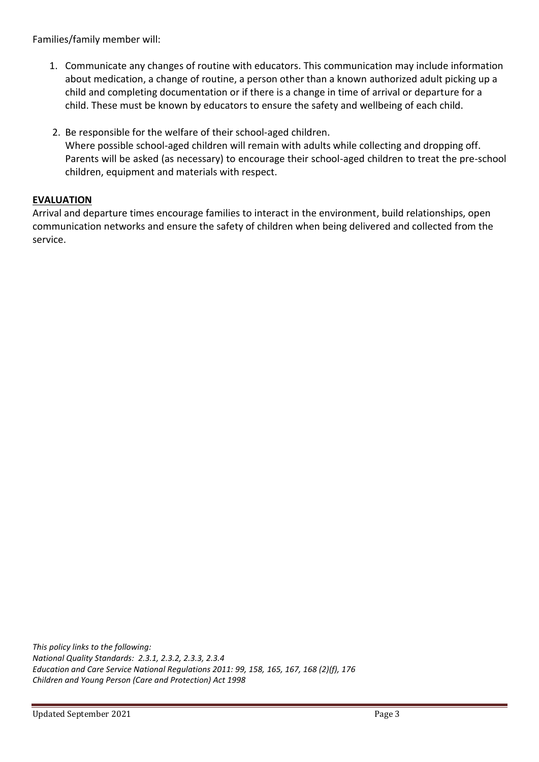Families/family member will:

1. Communicate any changes of routine with educators. This communication may include information about medication, a change of routine, a person other than a known authorized adult picking up a child and completing documentation or if there is a change in time of arrival or departure for a child. These must be known by educators to ensure the safety and wellbeing of each child.

2. Be responsible for the welfare of their school-aged children.
   Where possible school-aged children will remain with adults while collecting and dropping off. Parents will be asked (as necessary) to encourage their school-aged children to treat the pre-school children, equipment and materials with respect.

**EVALUATION**

Arrival and departure times encourage families to interact in the environment, build relationships, open communication networks and ensure the safety of children when being delivered and collected from the service.

*This policy links to the following:*
*National Quality Standards: 2.3.1, 2.3.2, 2.3.3, 2.3.4*
*Education and Care Service National Regulations 2011: 99, 158, 165, 167, 168 (2)(f), 176*
*Children and Young Person (Care and Protection) Act 1998*

Updated September 2021